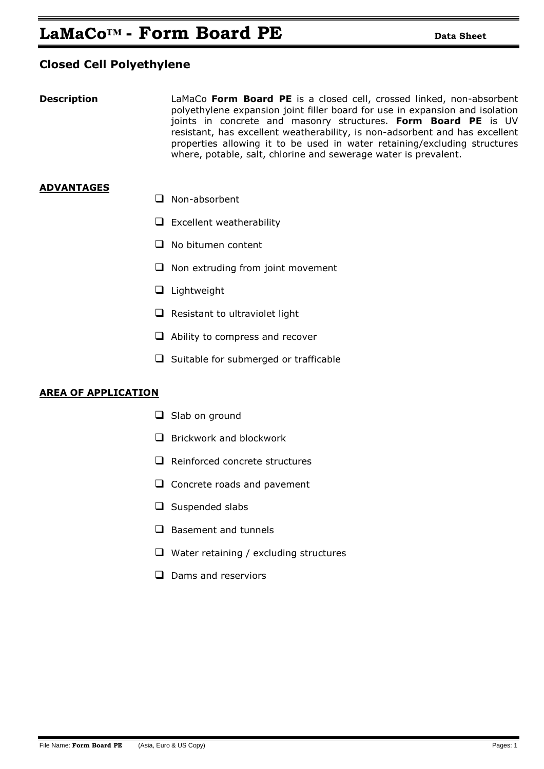# LaMaCo™ - Form Board PE

**Data Sheet**

## Closed Cell Polyethylene

**Description**

LaMaCo **Form Board PE** is a closed cell, crossed linked, non-absorbent polyethylene expansion joint filler board for use in expansion and isolation joints in concrete and masonry structures. **Form Board PE** is UV resistant, has excellent weatherability, is non-adsorbent and has excellent properties allowing it to be used in water retaining/excluding structures where, potable, salt, chlorine and sewerage water is prevalent.

### ADVANTAGES

- Non-absorbent
- Excellent weatherability
- No bitumen content
- Non extruding from joint movement
- Lightweight
- Resistant to ultraviolet light
- Ability to compress and recover
- Suitable for submerged or trafficable

### AREA OF APPLICATION

- Slab on ground
- Brickwork and blockwork
- Reinforced concrete structures
- Concrete roads and pavement
- Suspended slabs
- Basement and tunnels
- Water retaining / excluding structures
- Dams and reserviors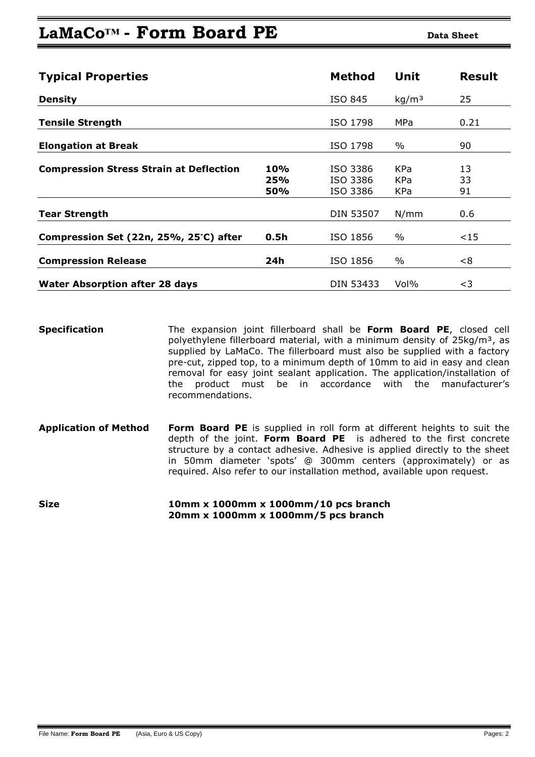# LaMaCo™ - Form Board PE

**Data Sheet**

| Typical Properties | | Method | Unit | Result |
|---|---|---|---|---|
| **Density** | | ISO 845 | kg/m³ | 25 |
| **Tensile Strength** | | ISO 1798 | MPa | 0.21 |
| **Elongation at Break** | | ISO 1798 | % | 90 |
| **Compression Stress Strain at Deflection** | **10%** | ISO 3386 | KPa | 13 |
| | **25%** | ISO 3386 | KPa | 33 |
| | **50%** | ISO 3386 | KPa | 91 |
| **Tear Strength** | | DIN 53507 | N/mm | 0.6 |
| **Compression Set (22n, 25%, 25°C) after** | **0.5h** | ISO 1856 | % | <15 |
| **Compression Release** | **24h** | ISO 1856 | % | <8 |
| **Water Absorption after 28 days** | | DIN 53433 | Vol% | <3 |

**Specification**

The expansion joint fillerboard shall be **Form Board PE**, closed cell polyethylene fillerboard material, with a minimum density of 25kg/m³, as supplied by LaMaCo. The fillerboard must also be supplied with a factory pre-cut, zipped top, to a minimum depth of 10mm to aid in easy and clean removal for easy joint sealant application. The application/installation of the product must be in accordance with the manufacturer's recommendations.

**Application of Method**

**Form Board PE** is supplied in roll form at different heights to suit the depth of the joint. **Form Board PE** is adhered to the first concrete structure by a contact adhesive. Adhesive is applied directly to the sheet in 50mm diameter 'spots' @ 300mm centers (approximately) or as required. Also refer to our installation method, available upon request.

**Size**

**10mm x 1000mm x 1000mm/10 pcs branch**
**20mm x 1000mm x 1000mm/5 pcs branch**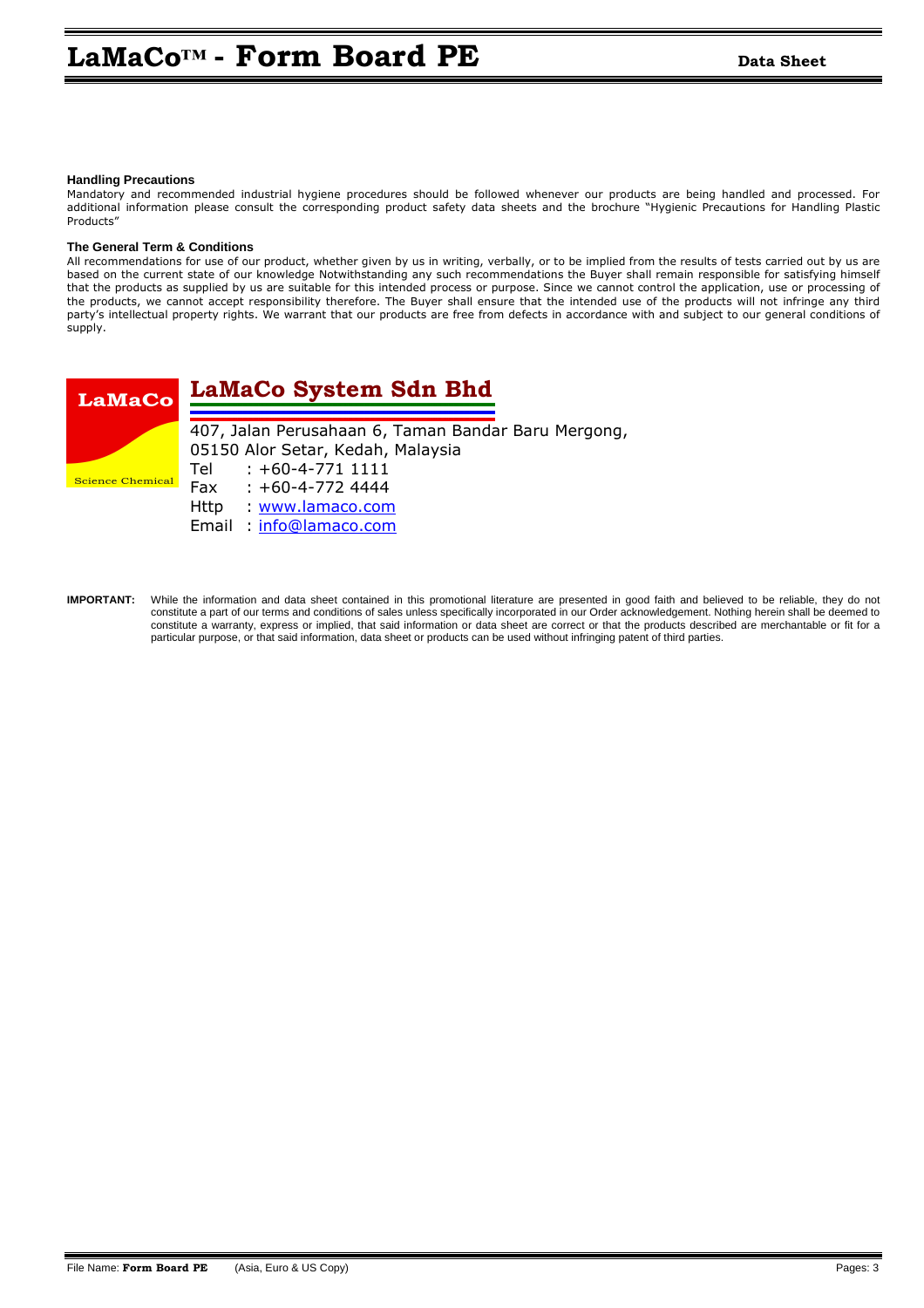## Handling Precautions

Mandatory and recommended industrial hygiene procedures should be followed whenever our products are being handled and processed. For additional information please consult the corresponding product safety data sheets and the brochure "Hygienic Precautions for Handling Plastic Products"

## The General Term & Conditions

All recommendations for use of our product, whether given by us in writing, verbally, or to be implied from the results of tests carried out by us are based on the current state of our knowledge Notwithstanding any such recommendations the Buyer shall remain responsible for satisfying himself that the products as supplied by us are suitable for this intended process or purpose. Since we cannot control the application, use or processing of the products, we cannot accept responsibility therefore. The Buyer shall ensure that the intended use of the products will not infringe any third party's intellectual property rights. We warrant that our products are free from defects in accordance with and subject to our general conditions of supply.

**LaMaCo**

Science Chemical

## LaMaCo System Sdn Bhd

407, Jalan Perusahaan 6, Taman Bandar Baru Mergong,
05150 Alor Setar, Kedah, Malaysia

Tel : +60-4-771 1111
Fax : +60-4-772 4444
Http : www.lamaco.com
Email : info@lamaco.com

**IMPORTANT:** While the information and data sheet contained in this promotional literature are presented in good faith and believed to be reliable, they do not constitute a part of our terms and conditions of sales unless specifically incorporated in our Order acknowledgement. Nothing herein shall be deemed to constitute a warranty, express or implied, that said information or data sheet are correct or that the products described are merchantable or fit for a particular purpose, or that said information, data sheet or products can be used without infringing patent of third parties.